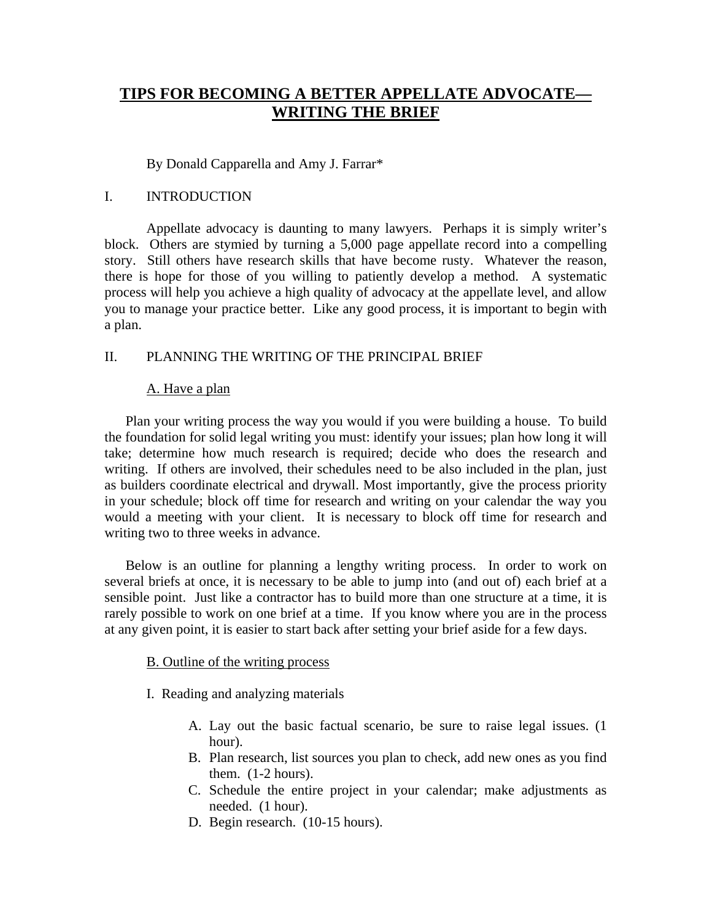# TIPS FOR BECOMING A BETTER APPELLATE ADVOCATE—WRITING THE BRIEF

By Donald Capparella and Amy J. Farrar*

## I. INTRODUCTION

Appellate advocacy is daunting to many lawyers. Perhaps it is simply writer's block. Others are stymied by turning a 5,000 page appellate record into a compelling story. Still others have research skills that have become rusty. Whatever the reason, there is hope for those of you willing to patiently develop a method. A systematic process will help you achieve a high quality of advocacy at the appellate level, and allow you to manage your practice better. Like any good process, it is important to begin with a plan.

## II. PLANNING THE WRITING OF THE PRINCIPAL BRIEF

### A. Have a plan

Plan your writing process the way you would if you were building a house. To build the foundation for solid legal writing you must: identify your issues; plan how long it will take; determine how much research is required; decide who does the research and writing. If others are involved, their schedules need to be also included in the plan, just as builders coordinate electrical and drywall. Most importantly, give the process priority in your schedule; block off time for research and writing on your calendar the way you would a meeting with your client. It is necessary to block off time for research and writing two to three weeks in advance.

Below is an outline for planning a lengthy writing process. In order to work on several briefs at once, it is necessary to be able to jump into (and out of) each brief at a sensible point. Just like a contractor has to build more than one structure at a time, it is rarely possible to work on one brief at a time. If you know where you are in the process at any given point, it is easier to start back after setting your brief aside for a few days.

### B. Outline of the writing process

I. Reading and analyzing materials

- A. Lay out the basic factual scenario, be sure to raise legal issues. (1 hour).
- B. Plan research, list sources you plan to check, add new ones as you find them. (1-2 hours).
- C. Schedule the entire project in your calendar; make adjustments as needed. (1 hour).
- D. Begin research. (10-15 hours).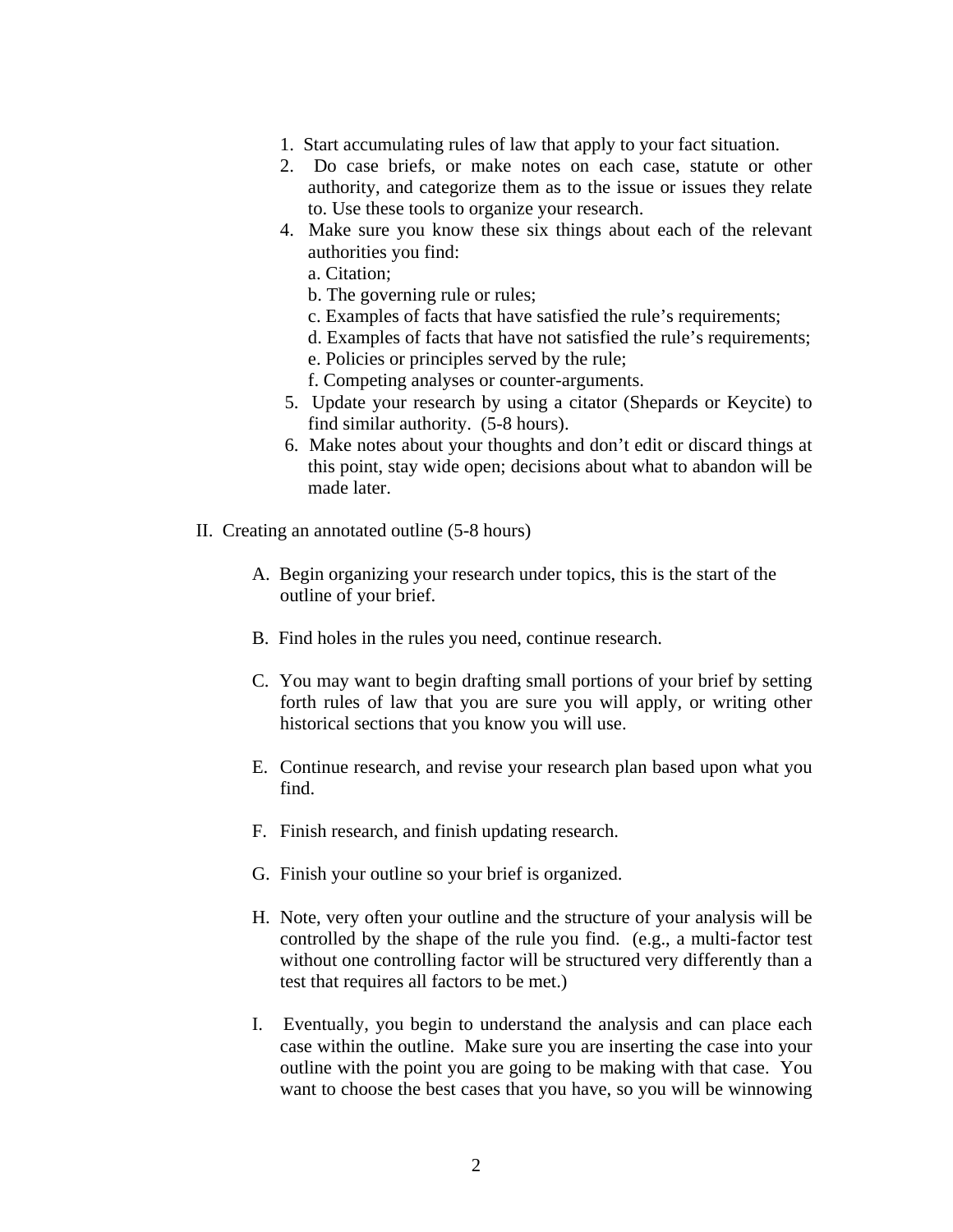1. Start accumulating rules of law that apply to your fact situation.
2. Do case briefs, or make notes on each case, statute or other authority, and categorize them as to the issue or issues they relate to. Use these tools to organize your research.
4. Make sure you know these six things about each of the relevant authorities you find:
   a. Citation;
   b. The governing rule or rules;
   c. Examples of facts that have satisfied the rule's requirements;
   d. Examples of facts that have not satisfied the rule's requirements;
   e. Policies or principles served by the rule;
   f. Competing analyses or counter-arguments.
5. Update your research by using a citator (Shepards or Keycite) to find similar authority. (5-8 hours).
6. Make notes about your thoughts and don't edit or discard things at this point, stay wide open; decisions about what to abandon will be made later.

II. Creating an annotated outline (5-8 hours)

A. Begin organizing your research under topics, this is the start of the outline of your brief.

B. Find holes in the rules you need, continue research.

C. You may want to begin drafting small portions of your brief by setting forth rules of law that you are sure you will apply, or writing other historical sections that you know you will use.

E. Continue research, and revise your research plan based upon what you find.

F. Finish research, and finish updating research.

G. Finish your outline so your brief is organized.

H. Note, very often your outline and the structure of your analysis will be controlled by the shape of the rule you find. (e.g., a multi-factor test without one controlling factor will be structured very differently than a test that requires all factors to be met.)

I. Eventually, you begin to understand the analysis and can place each case within the outline. Make sure you are inserting the case into your outline with the point you are going to be making with that case. You want to choose the best cases that you have, so you will be winnowing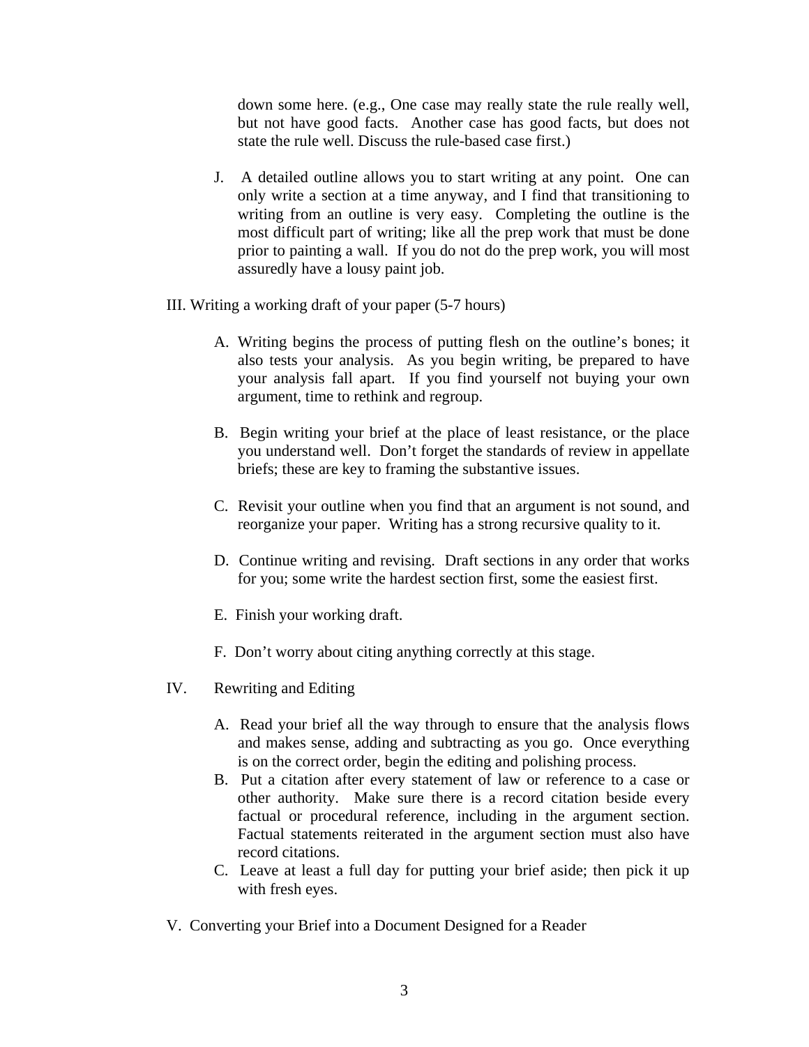down some here. (e.g., One case may really state the rule really well, but not have good facts. Another case has good facts, but does not state the rule well. Discuss the rule-based case first.)

J. A detailed outline allows you to start writing at any point. One can only write a section at a time anyway, and I find that transitioning to writing from an outline is very easy. Completing the outline is the most difficult part of writing; like all the prep work that must be done prior to painting a wall. If you do not do the prep work, you will most assuredly have a lousy paint job.

III. Writing a working draft of your paper (5-7 hours)

A. Writing begins the process of putting flesh on the outline's bones; it also tests your analysis. As you begin writing, be prepared to have your analysis fall apart. If you find yourself not buying your own argument, time to rethink and regroup.

B. Begin writing your brief at the place of least resistance, or the place you understand well. Don't forget the standards of review in appellate briefs; these are key to framing the substantive issues.

C. Revisit your outline when you find that an argument is not sound, and reorganize your paper. Writing has a strong recursive quality to it.

D. Continue writing and revising. Draft sections in any order that works for you; some write the hardest section first, some the easiest first.

E. Finish your working draft.

F. Don't worry about citing anything correctly at this stage.

IV. Rewriting and Editing

A. Read your brief all the way through to ensure that the analysis flows and makes sense, adding and subtracting as you go. Once everything is on the correct order, begin the editing and polishing process.

B. Put a citation after every statement of law or reference to a case or other authority. Make sure there is a record citation beside every factual or procedural reference, including in the argument section. Factual statements reiterated in the argument section must also have record citations.

C. Leave at least a full day for putting your brief aside; then pick it up with fresh eyes.

V. Converting your Brief into a Document Designed for a Reader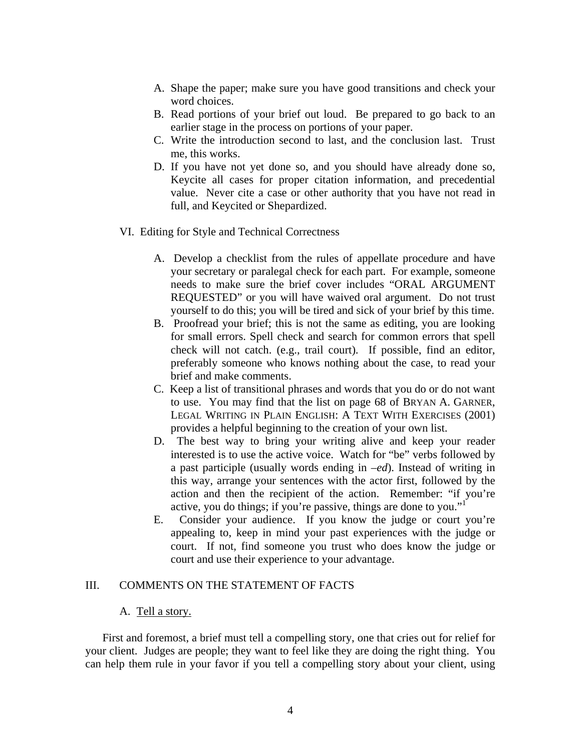A. Shape the paper; make sure you have good transitions and check your word choices.
B. Read portions of your brief out loud. Be prepared to go back to an earlier stage in the process on portions of your paper.
C. Write the introduction second to last, and the conclusion last. Trust me, this works.
D. If you have not yet done so, and you should have already done so, Keycite all cases for proper citation information, and precedential value. Never cite a case or other authority that you have not read in full, and Keycited or Shepardized.

VI. Editing for Style and Technical Correctness

A. Develop a checklist from the rules of appellate procedure and have your secretary or paralegal check for each part. For example, someone needs to make sure the brief cover includes "ORAL ARGUMENT REQUESTED" or you will have waived oral argument. Do not trust yourself to do this; you will be tired and sick of your brief by this time.
B. Proofread your brief; this is not the same as editing, you are looking for small errors. Spell check and search for common errors that spell check will not catch. (e.g., trail court). If possible, find an editor, preferably someone who knows nothing about the case, to read your brief and make comments.
C. Keep a list of transitional phrases and words that you do or do not want to use. You may find that the list on page 68 of BRYAN A. GARNER, LEGAL WRITING IN PLAIN ENGLISH: A TEXT WITH EXERCISES (2001) provides a helpful beginning to the creation of your own list.
D. The best way to bring your writing alive and keep your reader interested is to use the active voice. Watch for "be" verbs followed by a past participle (usually words ending in *–ed*). Instead of writing in this way, arrange your sentences with the actor first, followed by the action and then the recipient of the action. Remember: "if you're active, you do things; if you're passive, things are done to you."[1]
E. Consider your audience. If you know the judge or court you're appealing to, keep in mind your past experiences with the judge or court. If not, find someone you trust who does know the judge or court and use their experience to your advantage.

## III. COMMENTS ON THE STATEMENT OF FACTS

### A. Tell a story.

First and foremost, a brief must tell a compelling story, one that cries out for relief for your client. Judges are people; they want to feel like they are doing the right thing. You can help them rule in your favor if you tell a compelling story about your client, using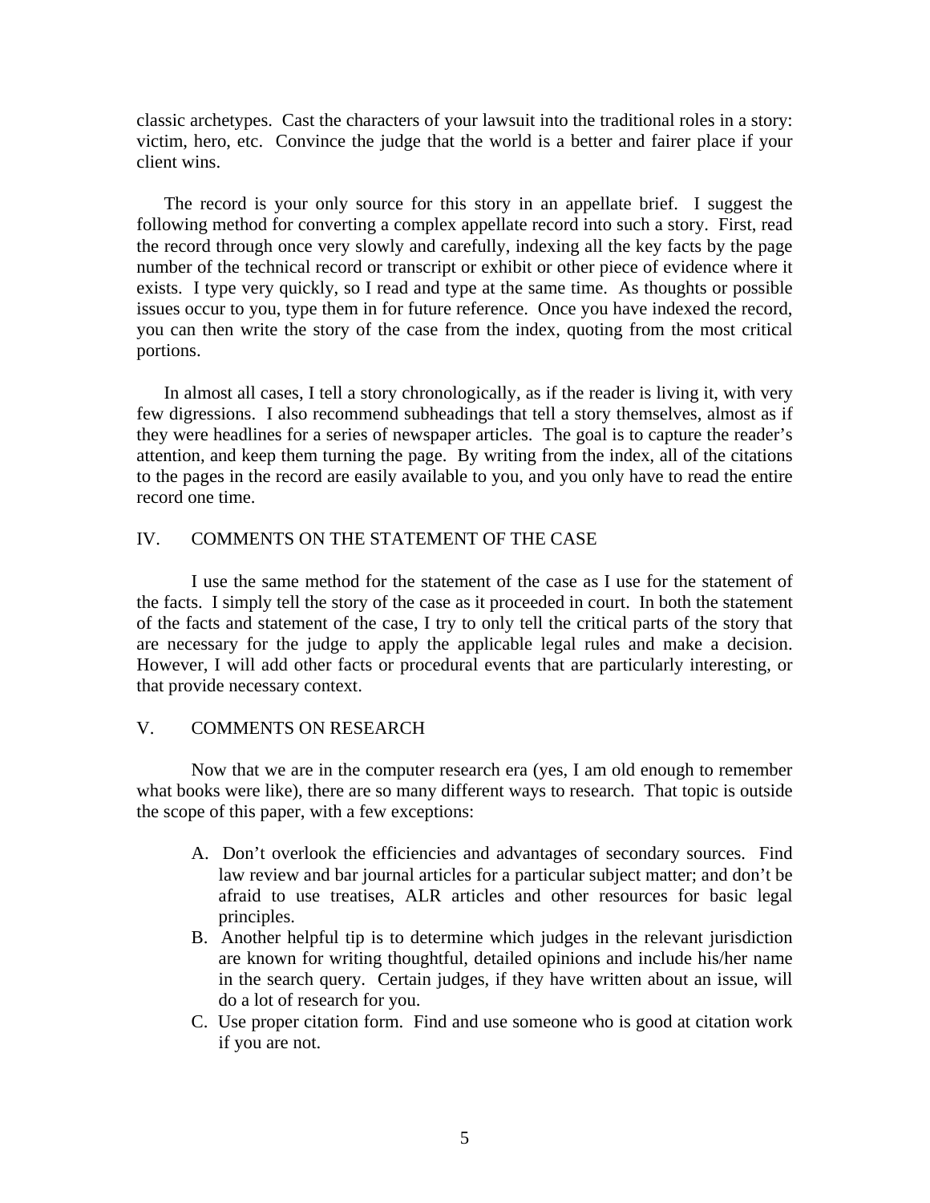classic archetypes. Cast the characters of your lawsuit into the traditional roles in a story: victim, hero, etc. Convince the judge that the world is a better and fairer place if your client wins.

The record is your only source for this story in an appellate brief. I suggest the following method for converting a complex appellate record into such a story. First, read the record through once very slowly and carefully, indexing all the key facts by the page number of the technical record or transcript or exhibit or other piece of evidence where it exists. I type very quickly, so I read and type at the same time. As thoughts or possible issues occur to you, type them in for future reference. Once you have indexed the record, you can then write the story of the case from the index, quoting from the most critical portions.

In almost all cases, I tell a story chronologically, as if the reader is living it, with very few digressions. I also recommend subheadings that tell a story themselves, almost as if they were headlines for a series of newspaper articles. The goal is to capture the reader's attention, and keep them turning the page. By writing from the index, all of the citations to the pages in the record are easily available to you, and you only have to read the entire record one time.

## IV. COMMENTS ON THE STATEMENT OF THE CASE

I use the same method for the statement of the case as I use for the statement of the facts. I simply tell the story of the case as it proceeded in court. In both the statement of the facts and statement of the case, I try to only tell the critical parts of the story that are necessary for the judge to apply the applicable legal rules and make a decision. However, I will add other facts or procedural events that are particularly interesting, or that provide necessary context.

## V. COMMENTS ON RESEARCH

Now that we are in the computer research era (yes, I am old enough to remember what books were like), there are so many different ways to research. That topic is outside the scope of this paper, with a few exceptions:

A. Don't overlook the efficiencies and advantages of secondary sources. Find law review and bar journal articles for a particular subject matter; and don't be afraid to use treatises, ALR articles and other resources for basic legal principles.

B. Another helpful tip is to determine which judges in the relevant jurisdiction are known for writing thoughtful, detailed opinions and include his/her name in the search query. Certain judges, if they have written about an issue, will do a lot of research for you.

C. Use proper citation form. Find and use someone who is good at citation work if you are not.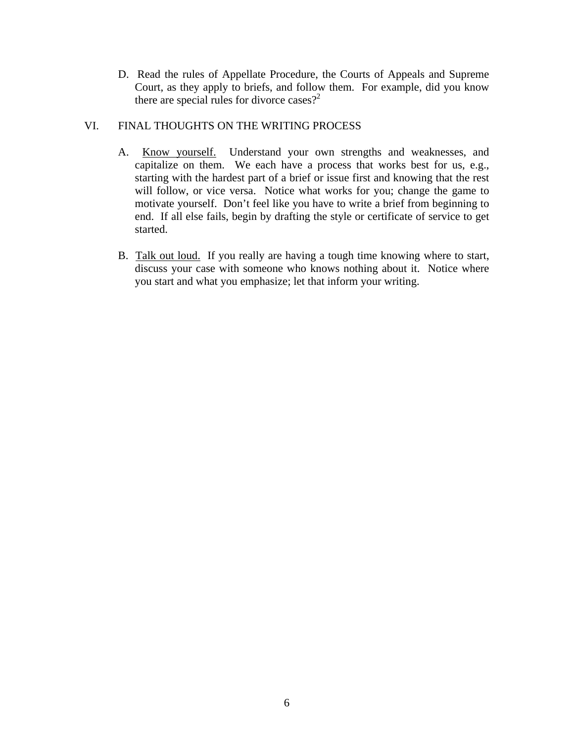D. Read the rules of Appellate Procedure, the Courts of Appeals and Supreme Court, as they apply to briefs, and follow them. For example, did you know there are special rules for divorce cases?[2]

## VI. FINAL THOUGHTS ON THE WRITING PROCESS

A. Know yourself. Understand your own strengths and weaknesses, and capitalize on them. We each have a process that works best for us, e.g., starting with the hardest part of a brief or issue first and knowing that the rest will follow, or vice versa. Notice what works for you; change the game to motivate yourself. Don't feel like you have to write a brief from beginning to end. If all else fails, begin by drafting the style or certificate of service to get started.

B. Talk out loud. If you really are having a tough time knowing where to start, discuss your case with someone who knows nothing about it. Notice where you start and what you emphasize; let that inform your writing.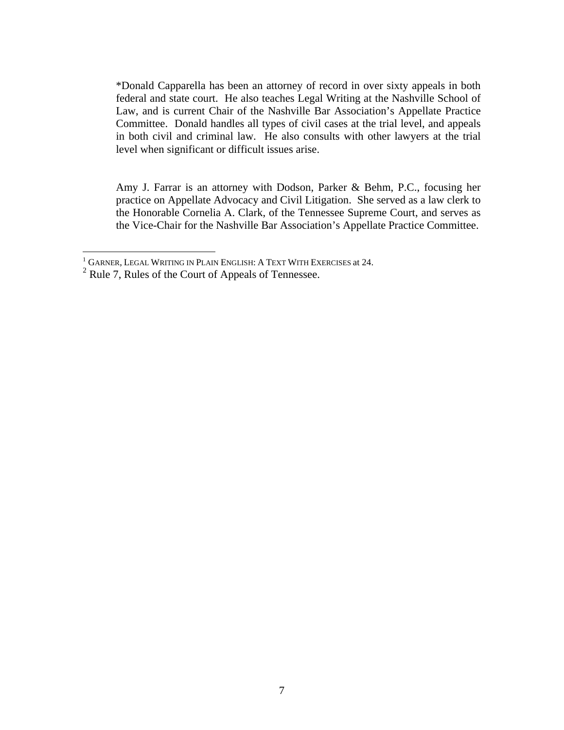*Donald Capparella has been an attorney of record in over sixty appeals in both federal and state court. He also teaches Legal Writing at the Nashville School of Law, and is current Chair of the Nashville Bar Association's Appellate Practice Committee. Donald handles all types of civil cases at the trial level, and appeals in both civil and criminal law. He also consults with other lawyers at the trial level when significant or difficult issues arise.

Amy J. Farrar is an attorney with Dodson, Parker & Behm, P.C., focusing her practice on Appellate Advocacy and Civil Litigation. She served as a law clerk to the Honorable Cornelia A. Clark, of the Tennessee Supreme Court, and serves as the Vice-Chair for the Nashville Bar Association's Appellate Practice Committee.

---

[1] GARNER, LEGAL WRITING IN PLAIN ENGLISH: A TEXT WITH EXERCISES at 24.

[2] Rule 7, Rules of the Court of Appeals of Tennessee.